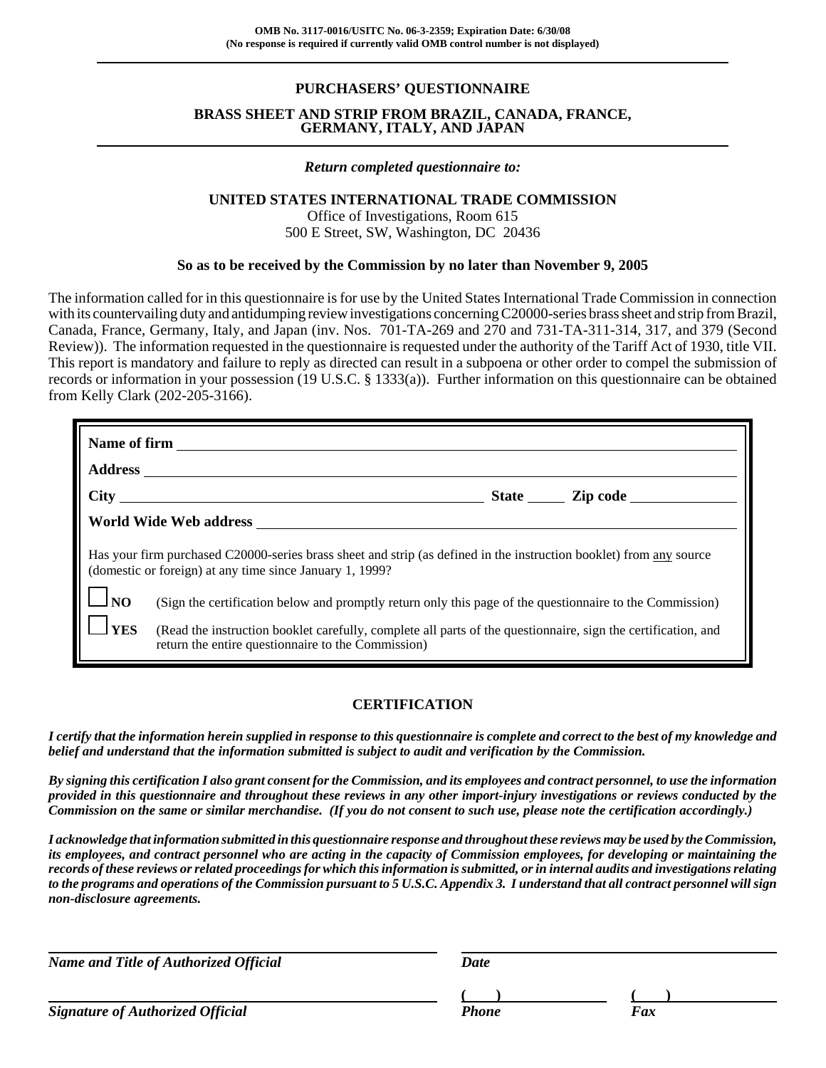**OMB No. 3117-0016/USITC No. 06-3-2359; Expiration Date: 6/30/08**
**(No response is required if currently valid OMB control number is not displayed)**

# PURCHASERS' QUESTIONNAIRE

## BRASS SHEET AND STRIP FROM BRAZIL, CANADA, FRANCE, GERMANY, ITALY, AND JAPAN

*Return completed questionnaire to:*

**UNITED STATES INTERNATIONAL TRADE COMMISSION**
Office of Investigations, Room 615
500 E Street, SW, Washington, DC 20436

**So as to be received by the Commission by no later than November 9, 2005**

The information called for in this questionnaire is for use by the United States International Trade Commission in connection with its countervailing duty and antidumping review investigations concerning C20000-series brass sheet and strip from Brazil, Canada, France, Germany, Italy, and Japan (inv. Nos. 701-TA-269 and 270 and 731-TA-311-314, 317, and 379 (Second Review)). The information requested in the questionnaire is requested under the authority of the Tariff Act of 1930, title VII. This report is mandatory and failure to reply as directed can result in a subpoena or other order to compel the submission of records or information in your possession (19 U.S.C. § 1333(a)). Further information on this questionnaire can be obtained from Kelly Clark (202-205-3166).

**Name of firm** ____________________

**Address** ____________________

**City** ____________________ **State** ______ **Zip code** ______________

**World Wide Web address** ____________________

Has your firm purchased C20000-series brass sheet and strip (as defined in the instruction booklet) from any source (domestic or foreign) at any time since January 1, 1999?

☐ **NO** (Sign the certification below and promptly return only this page of the questionnaire to the Commission)

☐ **YES** (Read the instruction booklet carefully, complete all parts of the questionnaire, sign the certification, and return the entire questionnaire to the Commission)

## CERTIFICATION

***I certify that the information herein supplied in response to this questionnaire is complete and correct to the best of my knowledge and belief and understand that the information submitted is subject to audit and verification by the Commission.***

***By signing this certification I also grant consent for the Commission, and its employees and contract personnel, to use the information provided in this questionnaire and throughout these reviews in any other import-injury investigations or reviews conducted by the Commission on the same or similar merchandise. (If you do not consent to such use, please note the certification accordingly.)***

***I acknowledge that information submitted in this questionnaire response and throughout these reviews may be used by the Commission, its employees, and contract personnel who are acting in the capacity of Commission employees, for developing or maintaining the records of these reviews or related proceedings for which this information is submitted, or in internal audits and investigations relating to the programs and operations of the Commission pursuant to 5 U.S.C. Appendix 3. I understand that all contract personnel will sign non-disclosure agreements.***

____________________ ____________________
***Name and Title of Authorized Official*** ***Date***

____________________ ( ) ____________ ( ) ____________
***Signature of Authorized Official*** ***Phone*** ***Fax***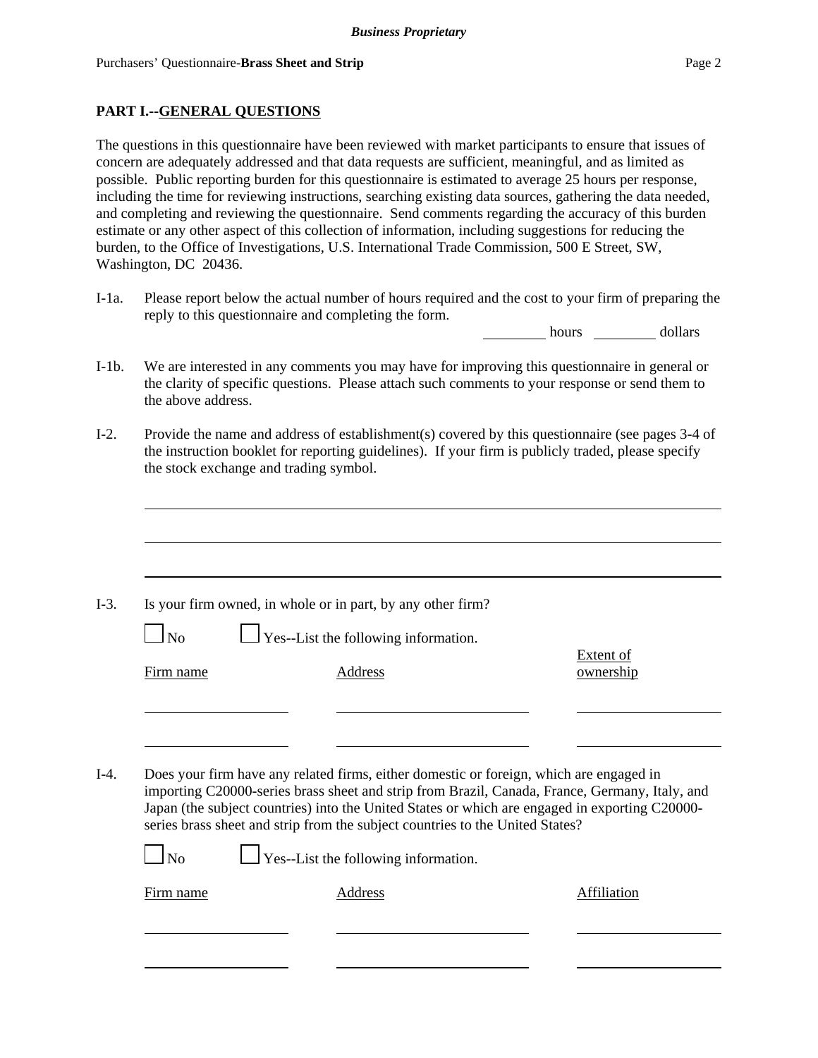## PART I.--GENERAL QUESTIONS

The questions in this questionnaire have been reviewed with market participants to ensure that issues of concern are adequately addressed and that data requests are sufficient, meaningful, and as limited as possible. Public reporting burden for this questionnaire is estimated to average 25 hours per response, including the time for reviewing instructions, searching existing data sources, gathering the data needed, and completing and reviewing the questionnaire. Send comments regarding the accuracy of this burden estimate or any other aspect of this collection of information, including suggestions for reducing the burden, to the Office of Investigations, U.S. International Trade Commission, 500 E Street, SW, Washington, DC 20436.

I-1a. Please report below the actual number of hours required and the cost to your firm of preparing the reply to this questionnaire and completing the form.

_________ hours _________ dollars

I-1b. We are interested in any comments you may have for improving this questionnaire in general or the clarity of specific questions. Please attach such comments to your response or send them to the above address.

I-2. Provide the name and address of establishment(s) covered by this questionnaire (see pages 3-4 of the instruction booklet for reporting guidelines). If your firm is publicly traded, please specify the stock exchange and trading symbol.

_______________________________________________

_______________________________________________

_______________________________________________

I-3. Is your firm owned, in whole or in part, by any other firm?

☐ No ☐ Yes--List the following information.

| Firm name | Address | Extent of ownership |
|---|---|---|
| | | |
| | | |

I-4. Does your firm have any related firms, either domestic or foreign, which are engaged in importing C20000-series brass sheet and strip from Brazil, Canada, France, Germany, Italy, and Japan (the subject countries) into the United States or which are engaged in exporting C20000-series brass sheet and strip from the subject countries to the United States?

☐ No ☐ Yes--List the following information.

| Firm name | Address | Affiliation |
|---|---|---|
| | | |
| | | |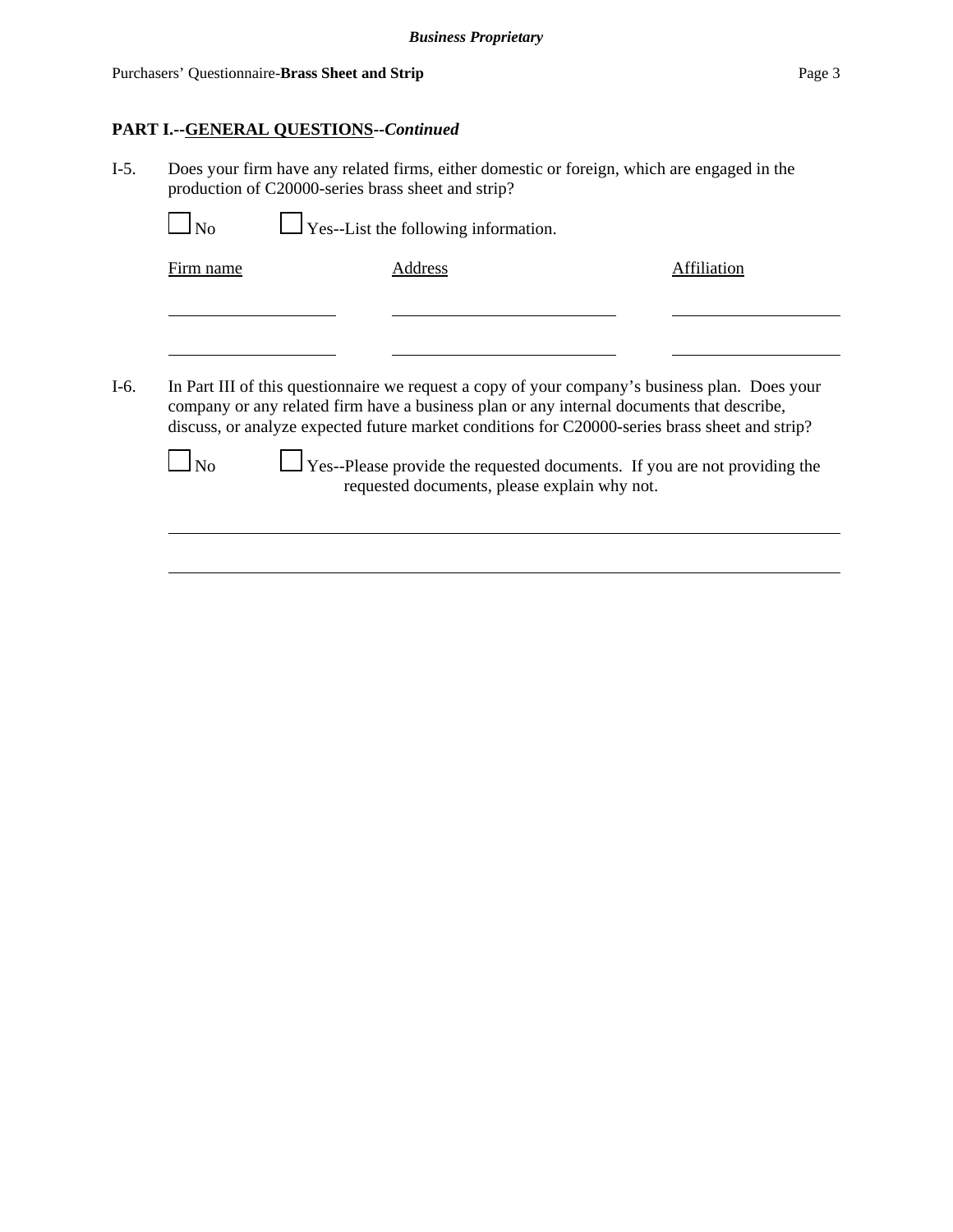**PART I.--GENERAL QUESTIONS--*Continued***

I-5. Does your firm have any related firms, either domestic or foreign, which are engaged in the production of C20000-series brass sheet and strip?

☐ No ☐ Yes--List the following information.

| Firm name | Address | Affiliation |
|---|---|---|
| | | |
| | | |

I-6. In Part III of this questionnaire we request a copy of your company's business plan. Does your company or any related firm have a business plan or any internal documents that describe, discuss, or analyze expected future market conditions for C20000-series brass sheet and strip?

☐ No ☐ Yes--Please provide the requested documents. If you are not providing the requested documents, please explain why not.

\_\_\_\_\_\_\_\_\_\_\_\_\_\_\_\_\_\_\_\_\_\_\_\_\_\_\_\_\_\_\_\_\_\_\_\_\_\_\_\_\_\_\_\_\_\_\_\_\_\_\_\_\_\_\_\_\_\_\_\_\_\_\_\_\_\_\_\_\_\_

\_\_\_\_\_\_\_\_\_\_\_\_\_\_\_\_\_\_\_\_\_\_\_\_\_\_\_\_\_\_\_\_\_\_\_\_\_\_\_\_\_\_\_\_\_\_\_\_\_\_\_\_\_\_\_\_\_\_\_\_\_\_\_\_\_\_\_\_\_\_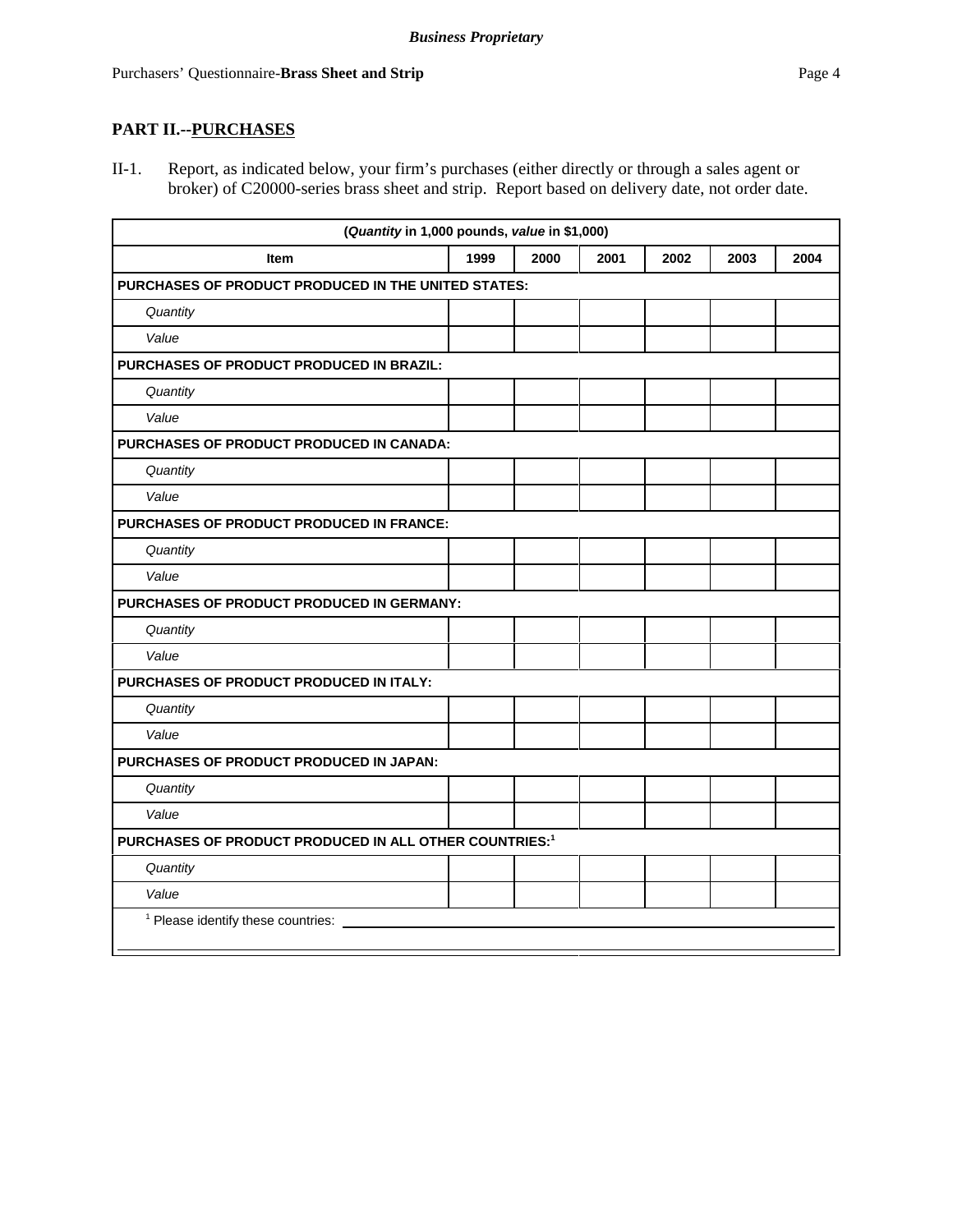## PART II.--PURCHASES

II-1. Report, as indicated below, your firm's purchases (either directly or through a sales agent or broker) of C20000-series brass sheet and strip. Report based on delivery date, not order date.

| (*Quantity* in 1,000 pounds, *value* in $1,000) | | | | | | |
|---|---|---|---|---|---|---|
| **Item** | **1999** | **2000** | **2001** | **2002** | **2003** | **2004** |
| **PURCHASES OF PRODUCT PRODUCED IN THE UNITED STATES:** | | | | | | |
| *Quantity* | | | | | | |
| *Value* | | | | | | |
| **PURCHASES OF PRODUCT PRODUCED IN BRAZIL:** | | | | | | |
| *Quantity* | | | | | | |
| *Value* | | | | | | |
| **PURCHASES OF PRODUCT PRODUCED IN CANADA:** | | | | | | |
| *Quantity* | | | | | | |
| *Value* | | | | | | |
| **PURCHASES OF PRODUCT PRODUCED IN FRANCE:** | | | | | | |
| *Quantity* | | | | | | |
| *Value* | | | | | | |
| **PURCHASES OF PRODUCT PRODUCED IN GERMANY:** | | | | | | |
| *Quantity* | | | | | | |
| *Value* | | | | | | |
| **PURCHASES OF PRODUCT PRODUCED IN ITALY:** | | | | | | |
| *Quantity* | | | | | | |
| *Value* | | | | | | |
| **PURCHASES OF PRODUCT PRODUCED IN JAPAN:** | | | | | | |
| *Quantity* | | | | | | |
| *Value* | | | | | | |
| **PURCHASES OF PRODUCT PRODUCED IN ALL OTHER COUNTRIES:**[1] | | | | | | |
| *Quantity* | | | | | | |
| *Value* | | | | | | |

[1] Please identify these countries: \_\_\_\_\_\_\_\_\_\_\_\_\_\_\_\_\_\_\_\_\_\_\_\_\_\_\_\_\_\_\_\_\_\_\_\_\_\_\_\_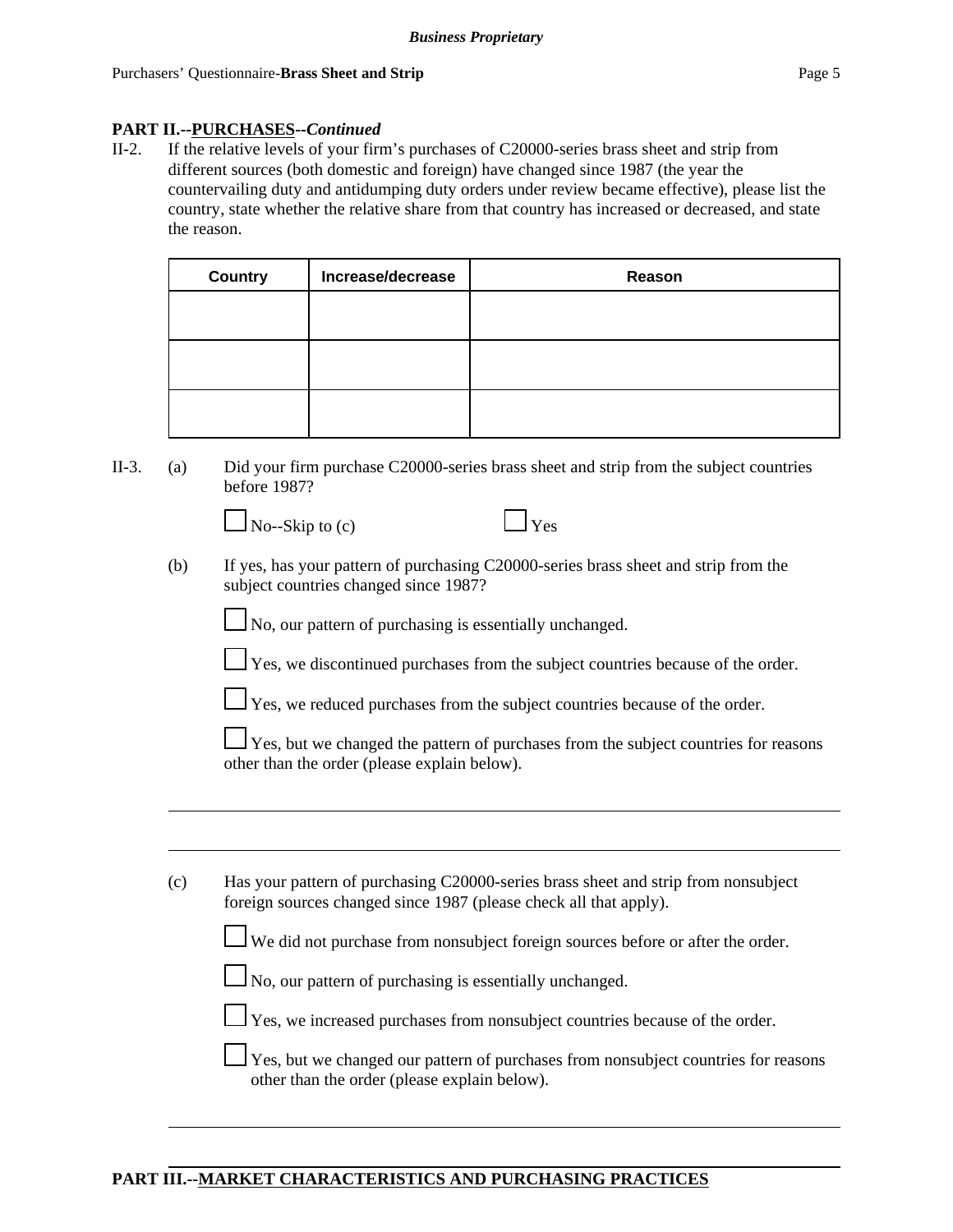**PART II.--PURCHASES--*Continued***

II-2. If the relative levels of your firm's purchases of C20000-series brass sheet and strip from different sources (both domestic and foreign) have changed since 1987 (the year the countervailing duty and antidumping duty orders under review became effective), please list the country, state whether the relative share from that country has increased or decreased, and state the reason.

| Country | Increase/decrease | Reason |
|---|---|---|
| | | |
| | | |
| | | |

II-3. (a) Did your firm purchase C20000-series brass sheet and strip from the subject countries before 1987?

☐ No--Skip to (c) ☐ Yes

(b) If yes, has your pattern of purchasing C20000-series brass sheet and strip from the subject countries changed since 1987?

☐ No, our pattern of purchasing is essentially unchanged.

☐ Yes, we discontinued purchases from the subject countries because of the order.

☐ Yes, we reduced purchases from the subject countries because of the order.

☐ Yes, but we changed the pattern of purchases from the subject countries for reasons other than the order (please explain below).

______________________________________________________________________

______________________________________________________________________

(c) Has your pattern of purchasing C20000-series brass sheet and strip from nonsubject foreign sources changed since 1987 (please check all that apply).

☐ We did not purchase from nonsubject foreign sources before or after the order.

☐ No, our pattern of purchasing is essentially unchanged.

☐ Yes, we increased purchases from nonsubject countries because of the order.

☐ Yes, but we changed our pattern of purchases from nonsubject countries for reasons other than the order (please explain below).

______________________________________________________________________

______________________________________________________________________

**PART III.--MARKET CHARACTERISTICS AND PURCHASING PRACTICES**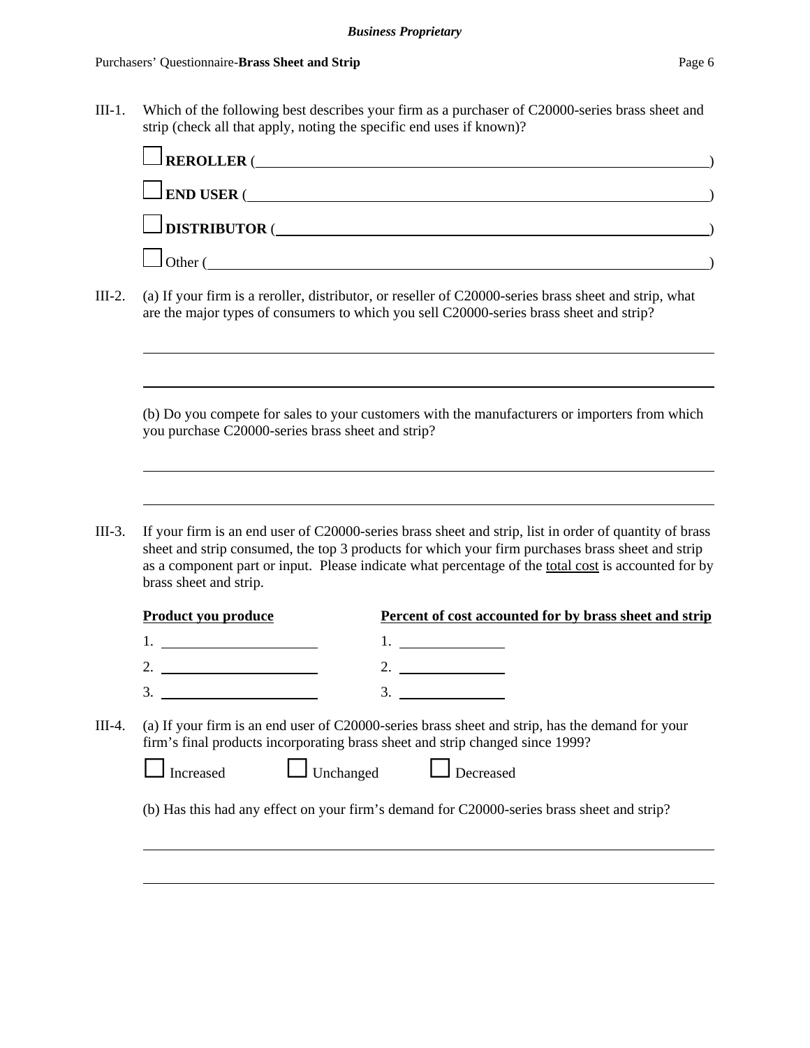III-1. Which of the following best describes your firm as a purchaser of C20000-series brass sheet and strip (check all that apply, noting the specific end uses if known)?

☐ **REROLLER** (______________________________)

☐ **END USER** (______________________________)

☐ **DISTRIBUTOR** (______________________________)

☐ Other (______________________________)

III-2. (a) If your firm is a reroller, distributor, or reseller of C20000-series brass sheet and strip, what are the major types of consumers to which you sell C20000-series brass sheet and strip?

______________________________

______________________________

(b) Do you compete for sales to your customers with the manufacturers or importers from which you purchase C20000-series brass sheet and strip?

______________________________

______________________________

III-3. If your firm is an end user of C20000-series brass sheet and strip, list in order of quantity of brass sheet and strip consumed, the top 3 products for which your firm purchases brass sheet and strip as a component part or input. Please indicate what percentage of the total cost is accounted for by brass sheet and strip.

| Product you produce | Percent of cost accounted for by brass sheet and strip |
|---|---|
| 1. | 1. |
| 2. | 2. |
| 3. | 3. |

III-4. (a) If your firm is an end user of C20000-series brass sheet and strip, has the demand for your firm's final products incorporating brass sheet and strip changed since 1999?

☐ Increased ☐ Unchanged ☐ Decreased

(b) Has this had any effect on your firm's demand for C20000-series brass sheet and strip?

______________________________

______________________________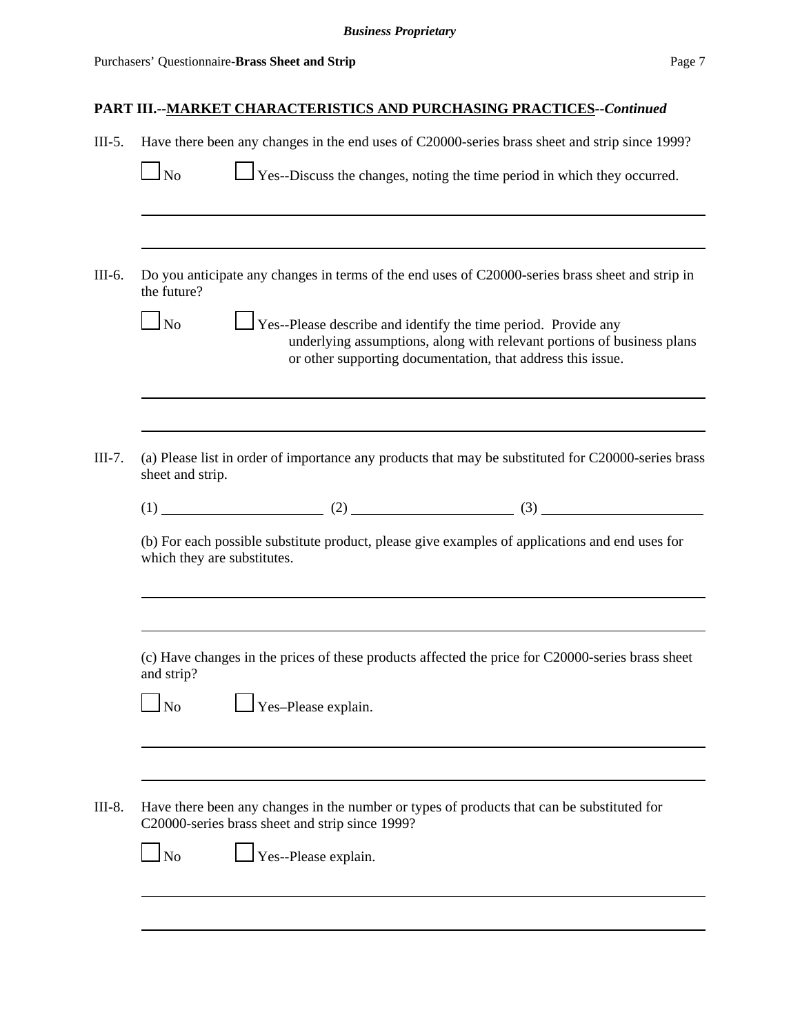## PART III.--MARKET CHARACTERISTICS AND PURCHASING PRACTICES--*Continued*

III-5. Have there been any changes in the end uses of C20000-series brass sheet and strip since 1999?

☐ No ☐ Yes--Discuss the changes, noting the time period in which they occurred.

\_\_\_\_\_\_\_\_\_\_\_\_\_\_\_\_\_\_\_\_\_\_\_\_\_\_\_\_\_\_\_\_\_\_\_\_\_\_\_\_\_\_\_\_\_\_\_\_\_\_\_\_\_\_\_\_\_\_\_\_\_\_\_\_\_\_\_\_\_\_

\_\_\_\_\_\_\_\_\_\_\_\_\_\_\_\_\_\_\_\_\_\_\_\_\_\_\_\_\_\_\_\_\_\_\_\_\_\_\_\_\_\_\_\_\_\_\_\_\_\_\_\_\_\_\_\_\_\_\_\_\_\_\_\_\_\_\_\_\_\_

III-6. Do you anticipate any changes in terms of the end uses of C20000-series brass sheet and strip in the future?

☐ No ☐ Yes--Please describe and identify the time period. Provide any underlying assumptions, along with relevant portions of business plans or other supporting documentation, that address this issue.

\_\_\_\_\_\_\_\_\_\_\_\_\_\_\_\_\_\_\_\_\_\_\_\_\_\_\_\_\_\_\_\_\_\_\_\_\_\_\_\_\_\_\_\_\_\_\_\_\_\_\_\_\_\_\_\_\_\_\_\_\_\_\_\_\_\_\_\_\_\_

\_\_\_\_\_\_\_\_\_\_\_\_\_\_\_\_\_\_\_\_\_\_\_\_\_\_\_\_\_\_\_\_\_\_\_\_\_\_\_\_\_\_\_\_\_\_\_\_\_\_\_\_\_\_\_\_\_\_\_\_\_\_\_\_\_\_\_\_\_\_

III-7. (a) Please list in order of importance any products that may be substituted for C20000-series brass sheet and strip.

(1) \_\_\_\_\_\_\_\_\_\_\_\_\_\_\_\_\_\_\_\_ (2) \_\_\_\_\_\_\_\_\_\_\_\_\_\_\_\_\_\_\_\_ (3) \_\_\_\_\_\_\_\_\_\_\_\_\_\_\_\_\_\_\_\_

(b) For each possible substitute product, please give examples of applications and end uses for which they are substitutes.

\_\_\_\_\_\_\_\_\_\_\_\_\_\_\_\_\_\_\_\_\_\_\_\_\_\_\_\_\_\_\_\_\_\_\_\_\_\_\_\_\_\_\_\_\_\_\_\_\_\_\_\_\_\_\_\_\_\_\_\_\_\_\_\_\_\_\_\_\_\_

\_\_\_\_\_\_\_\_\_\_\_\_\_\_\_\_\_\_\_\_\_\_\_\_\_\_\_\_\_\_\_\_\_\_\_\_\_\_\_\_\_\_\_\_\_\_\_\_\_\_\_\_\_\_\_\_\_\_\_\_\_\_\_\_\_\_\_\_\_\_

(c) Have changes in the prices of these products affected the price for C20000-series brass sheet and strip?

☐ No ☐ Yes–Please explain.

\_\_\_\_\_\_\_\_\_\_\_\_\_\_\_\_\_\_\_\_\_\_\_\_\_\_\_\_\_\_\_\_\_\_\_\_\_\_\_\_\_\_\_\_\_\_\_\_\_\_\_\_\_\_\_\_\_\_\_\_\_\_\_\_\_\_\_\_\_\_

\_\_\_\_\_\_\_\_\_\_\_\_\_\_\_\_\_\_\_\_\_\_\_\_\_\_\_\_\_\_\_\_\_\_\_\_\_\_\_\_\_\_\_\_\_\_\_\_\_\_\_\_\_\_\_\_\_\_\_\_\_\_\_\_\_\_\_\_\_\_

III-8. Have there been any changes in the number or types of products that can be substituted for C20000-series brass sheet and strip since 1999?

☐ No ☐ Yes--Please explain.

\_\_\_\_\_\_\_\_\_\_\_\_\_\_\_\_\_\_\_\_\_\_\_\_\_\_\_\_\_\_\_\_\_\_\_\_\_\_\_\_\_\_\_\_\_\_\_\_\_\_\_\_\_\_\_\_\_\_\_\_\_\_\_\_\_\_\_\_\_\_

\_\_\_\_\_\_\_\_\_\_\_\_\_\_\_\_\_\_\_\_\_\_\_\_\_\_\_\_\_\_\_\_\_\_\_\_\_\_\_\_\_\_\_\_\_\_\_\_\_\_\_\_\_\_\_\_\_\_\_\_\_\_\_\_\_\_\_\_\_\_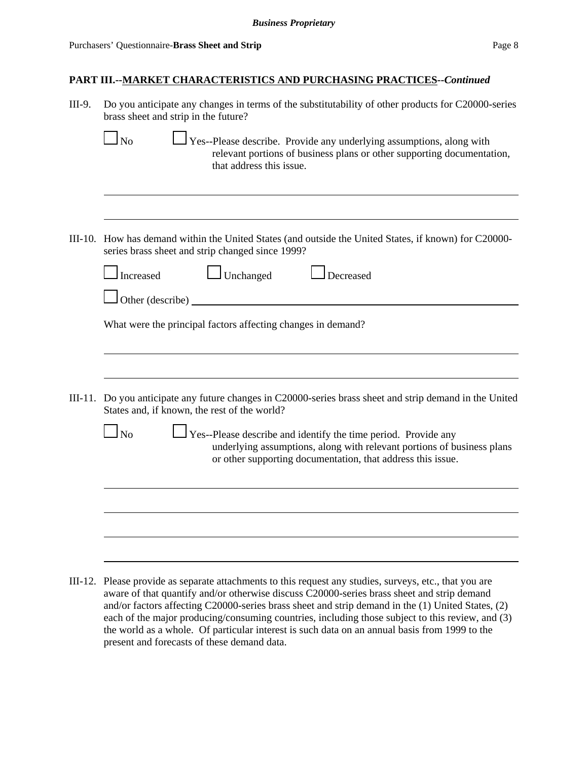**PART III.--MARKET CHARACTERISTICS AND PURCHASING PRACTICES--*Continued***

III-9. Do you anticipate any changes in terms of the substitutability of other products for C20000-series brass sheet and strip in the future?

☐ No ☐ Yes--Please describe. Provide any underlying assumptions, along with relevant portions of business plans or other supporting documentation, that address this issue.

_______________________________________________________________

_______________________________________________________________

III-10. How has demand within the United States (and outside the United States, if known) for C20000-series brass sheet and strip changed since 1999?

☐ Increased ☐ Unchanged ☐ Decreased

☐ Other (describe) _______________________________________________

What were the principal factors affecting changes in demand?

_______________________________________________________________

_______________________________________________________________

III-11. Do you anticipate any future changes in C20000-series brass sheet and strip demand in the United States and, if known, the rest of the world?

☐ No ☐ Yes--Please describe and identify the time period. Provide any underlying assumptions, along with relevant portions of business plans or other supporting documentation, that address this issue.

_______________________________________________________________

_______________________________________________________________

_______________________________________________________________

_______________________________________________________________

III-12. Please provide as separate attachments to this request any studies, surveys, etc., that you are aware of that quantify and/or otherwise discuss C20000-series brass sheet and strip demand and/or factors affecting C20000-series brass sheet and strip demand in the (1) United States, (2) each of the major producing/consuming countries, including those subject to this review, and (3) the world as a whole. Of particular interest is such data on an annual basis from 1999 to the present and forecasts of these demand data.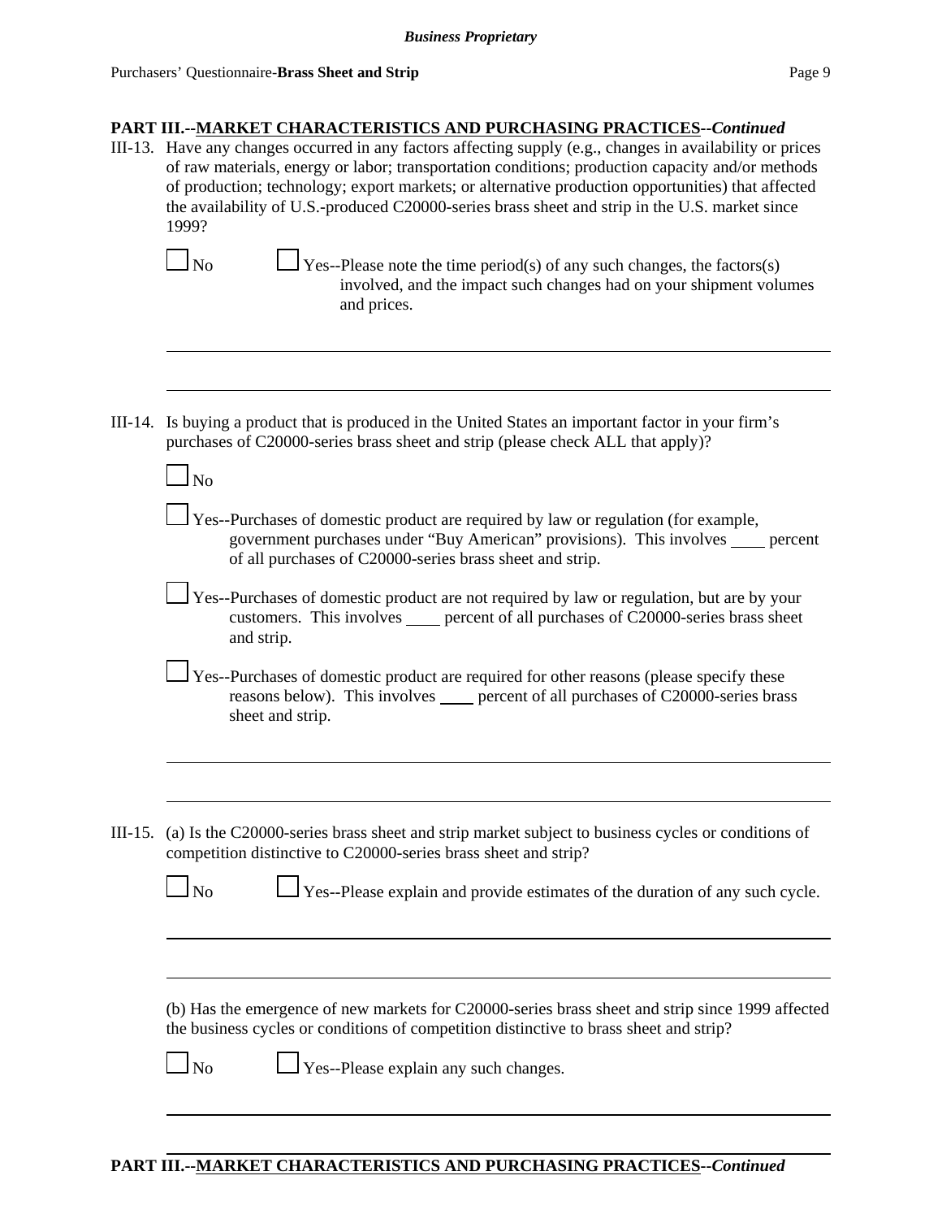**PART III.--MARKET CHARACTERISTICS AND PURCHASING PRACTICES--*Continued***

III-13. Have any changes occurred in any factors affecting supply (e.g., changes in availability or prices of raw materials, energy or labor; transportation conditions; production capacity and/or methods of production; technology; export markets; or alternative production opportunities) that affected the availability of U.S.-produced C20000-series brass sheet and strip in the U.S. market since 1999?

☐ No ☐ Yes--Please note the time period(s) of any such changes, the factors(s) involved, and the impact such changes had on your shipment volumes and prices.

______________________________________________________________________________

______________________________________________________________________________

III-14. Is buying a product that is produced in the United States an important factor in your firm's purchases of C20000-series brass sheet and strip (please check ALL that apply)?

☐ No

☐ Yes--Purchases of domestic product are required by law or regulation (for example, government purchases under "Buy American" provisions). This involves ____ percent of all purchases of C20000-series brass sheet and strip.

☐ Yes--Purchases of domestic product are not required by law or regulation, but are by your customers. This involves ____ percent of all purchases of C20000-series brass sheet and strip.

☐ Yes--Purchases of domestic product are required for other reasons (please specify these reasons below). This involves ____ percent of all purchases of C20000-series brass sheet and strip.

______________________________________________________________________________

______________________________________________________________________________

III-15. (a) Is the C20000-series brass sheet and strip market subject to business cycles or conditions of competition distinctive to C20000-series brass sheet and strip?

☐ No ☐ Yes--Please explain and provide estimates of the duration of any such cycle.

______________________________________________________________________________

______________________________________________________________________________

(b) Has the emergence of new markets for C20000-series brass sheet and strip since 1999 affected the business cycles or conditions of competition distinctive to brass sheet and strip?

☐ No ☐ Yes--Please explain any such changes.

______________________________________________________________________________

______________________________________________________________________________

**PART III.--MARKET CHARACTERISTICS AND PURCHASING PRACTICES--*Continued***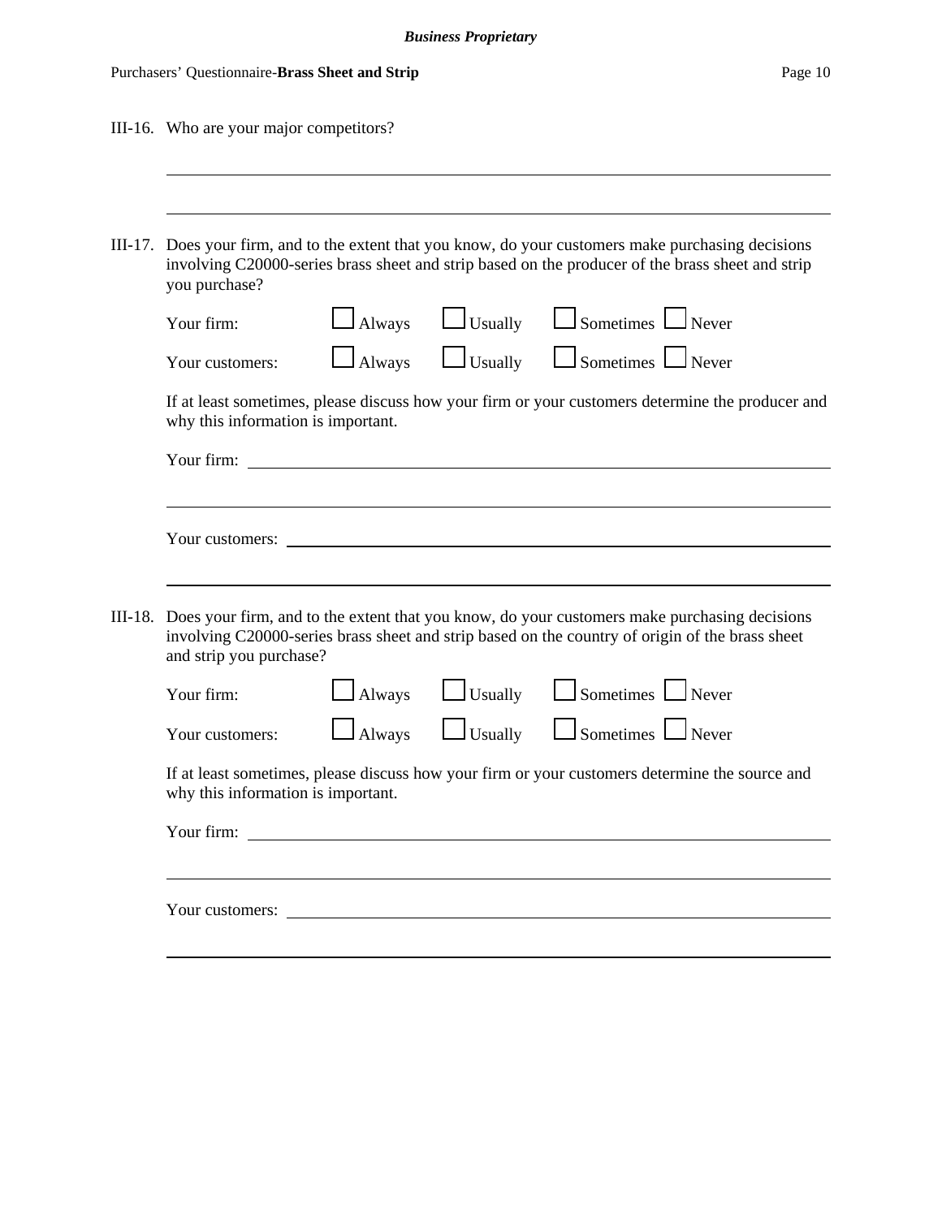III-16. Who are your major competitors?

\_\_\_\_\_\_\_\_\_\_\_\_\_\_\_\_\_\_\_\_\_\_\_\_\_\_\_\_\_\_\_\_\_\_\_\_\_\_\_\_\_\_\_\_\_\_\_\_\_\_\_\_\_\_\_\_\_\_\_\_\_\_\_\_\_\_\_\_\_\_\_\_

\_\_\_\_\_\_\_\_\_\_\_\_\_\_\_\_\_\_\_\_\_\_\_\_\_\_\_\_\_\_\_\_\_\_\_\_\_\_\_\_\_\_\_\_\_\_\_\_\_\_\_\_\_\_\_\_\_\_\_\_\_\_\_\_\_\_\_\_\_\_\_\_

III-17. Does your firm, and to the extent that you know, do your customers make purchasing decisions involving C20000-series brass sheet and strip based on the producer of the brass sheet and strip you purchase?

Your firm: ☐ Always ☐ Usually ☐ Sometimes ☐ Never

Your customers: ☐ Always ☐ Usually ☐ Sometimes ☐ Never

If at least sometimes, please discuss how your firm or your customers determine the producer and why this information is important.

Your firm: \_\_\_\_\_\_\_\_\_\_\_\_\_\_\_\_\_\_\_\_\_\_\_\_\_\_\_\_\_\_\_\_\_\_\_\_\_\_\_\_\_\_\_\_\_\_\_\_\_\_\_\_\_\_\_\_\_\_\_\_\_\_

\_\_\_\_\_\_\_\_\_\_\_\_\_\_\_\_\_\_\_\_\_\_\_\_\_\_\_\_\_\_\_\_\_\_\_\_\_\_\_\_\_\_\_\_\_\_\_\_\_\_\_\_\_\_\_\_\_\_\_\_\_\_\_\_\_\_\_\_\_\_\_\_

Your customers: \_\_\_\_\_\_\_\_\_\_\_\_\_\_\_\_\_\_\_\_\_\_\_\_\_\_\_\_\_\_\_\_\_\_\_\_\_\_\_\_\_\_\_\_\_\_\_\_\_\_\_\_\_\_\_\_\_\_\_

\_\_\_\_\_\_\_\_\_\_\_\_\_\_\_\_\_\_\_\_\_\_\_\_\_\_\_\_\_\_\_\_\_\_\_\_\_\_\_\_\_\_\_\_\_\_\_\_\_\_\_\_\_\_\_\_\_\_\_\_\_\_\_\_\_\_\_\_\_\_\_\_

III-18. Does your firm, and to the extent that you know, do your customers make purchasing decisions involving C20000-series brass sheet and strip based on the country of origin of the brass sheet and strip you purchase?

Your firm: ☐ Always ☐ Usually ☐ Sometimes ☐ Never

Your customers: ☐ Always ☐ Usually ☐ Sometimes ☐ Never

If at least sometimes, please discuss how your firm or your customers determine the source and why this information is important.

Your firm: \_\_\_\_\_\_\_\_\_\_\_\_\_\_\_\_\_\_\_\_\_\_\_\_\_\_\_\_\_\_\_\_\_\_\_\_\_\_\_\_\_\_\_\_\_\_\_\_\_\_\_\_\_\_\_\_\_\_\_\_\_\_

\_\_\_\_\_\_\_\_\_\_\_\_\_\_\_\_\_\_\_\_\_\_\_\_\_\_\_\_\_\_\_\_\_\_\_\_\_\_\_\_\_\_\_\_\_\_\_\_\_\_\_\_\_\_\_\_\_\_\_\_\_\_\_\_\_\_\_\_\_\_\_\_

Your customers: \_\_\_\_\_\_\_\_\_\_\_\_\_\_\_\_\_\_\_\_\_\_\_\_\_\_\_\_\_\_\_\_\_\_\_\_\_\_\_\_\_\_\_\_\_\_\_\_\_\_\_\_\_\_\_\_\_\_\_

\_\_\_\_\_\_\_\_\_\_\_\_\_\_\_\_\_\_\_\_\_\_\_\_\_\_\_\_\_\_\_\_\_\_\_\_\_\_\_\_\_\_\_\_\_\_\_\_\_\_\_\_\_\_\_\_\_\_\_\_\_\_\_\_\_\_\_\_\_\_\_\_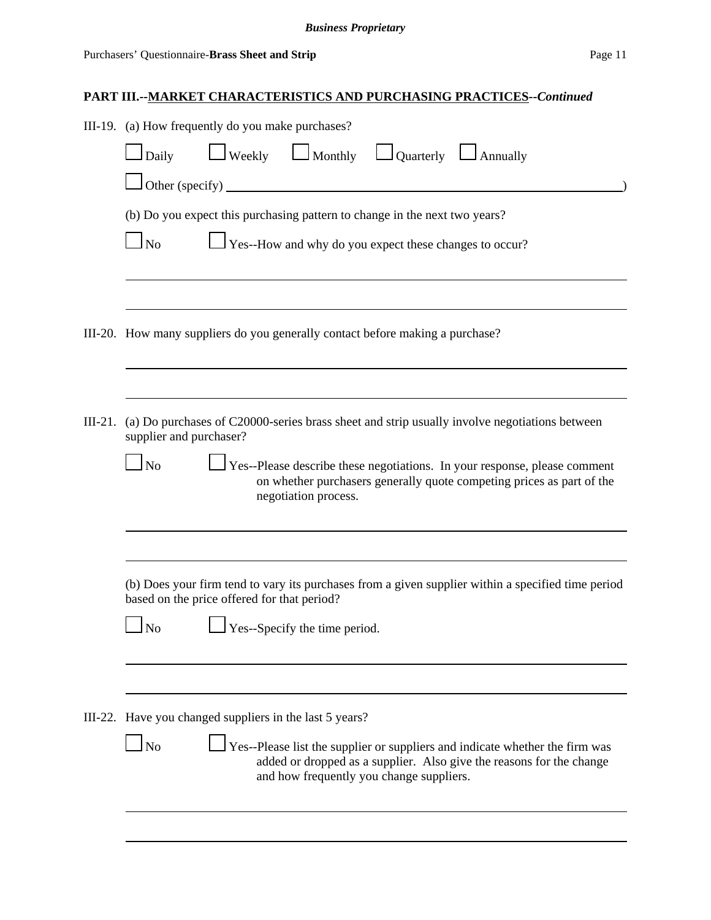## PART III.--MARKET CHARACTERISTICS AND PURCHASING PRACTICES--*Continued*

III-19. (a) How frequently do you make purchases?

☐ Daily ☐ Weekly ☐ Monthly ☐ Quarterly ☐ Annually

☐ Other (specify) ______________________________________________ )

(b) Do you expect this purchasing pattern to change in the next two years?

☐ No ☐ Yes--How and why do you expect these changes to occur?

______________________________________________

______________________________________________

III-20. How many suppliers do you generally contact before making a purchase?

______________________________________________

______________________________________________

III-21. (a) Do purchases of C20000-series brass sheet and strip usually involve negotiations between supplier and purchaser?

☐ No ☐ Yes--Please describe these negotiations. In your response, please comment on whether purchasers generally quote competing prices as part of the negotiation process.

______________________________________________

______________________________________________

(b) Does your firm tend to vary its purchases from a given supplier within a specified time period based on the price offered for that period?

☐ No ☐ Yes--Specify the time period.

______________________________________________

______________________________________________

III-22. Have you changed suppliers in the last 5 years?

☐ No ☐ Yes--Please list the supplier or suppliers and indicate whether the firm was added or dropped as a supplier. Also give the reasons for the change and how frequently you change suppliers.

______________________________________________

______________________________________________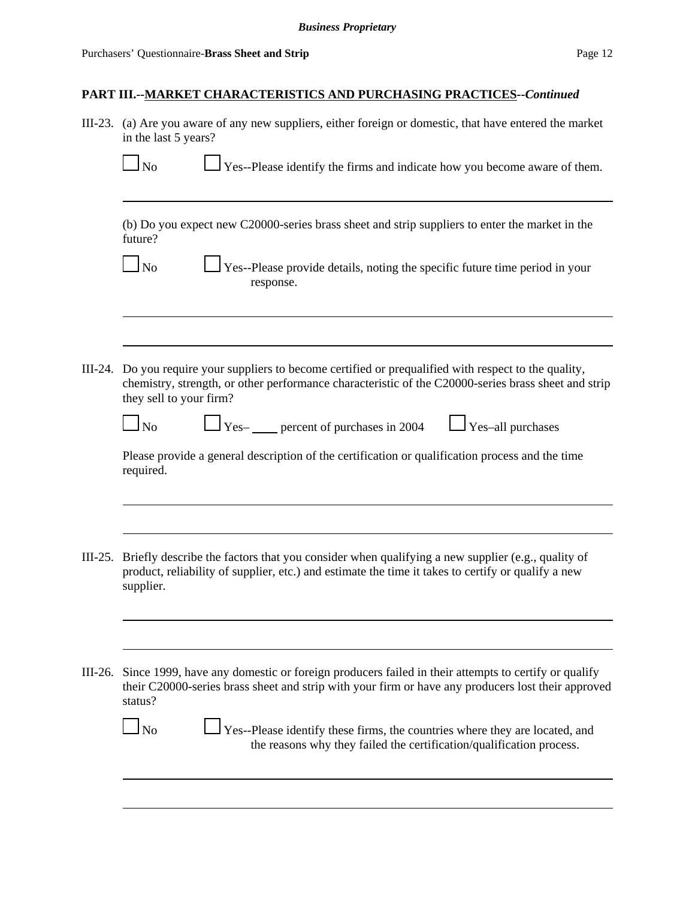## PART III.--MARKET CHARACTERISTICS AND PURCHASING PRACTICES--*Continued*

III-23. (a) Are you aware of any new suppliers, either foreign or domestic, that have entered the market in the last 5 years?

☐ No ☐ Yes--Please identify the firms and indicate how you become aware of them.

______________________________________________________________________________

(b) Do you expect new C20000-series brass sheet and strip suppliers to enter the market in the future?

☐ No ☐ Yes--Please provide details, noting the specific future time period in your response.

______________________________________________________________________________

______________________________________________________________________________

III-24. Do you require your suppliers to become certified or prequalified with respect to the quality, chemistry, strength, or other performance characteristic of the C20000-series brass sheet and strip they sell to your firm?

☐ No ☐ Yes– ____ percent of purchases in 2004 ☐ Yes–all purchases

Please provide a general description of the certification or qualification process and the time required.

______________________________________________________________________________

______________________________________________________________________________

III-25. Briefly describe the factors that you consider when qualifying a new supplier (e.g., quality of product, reliability of supplier, etc.) and estimate the time it takes to certify or qualify a new supplier.

______________________________________________________________________________

______________________________________________________________________________

III-26. Since 1999, have any domestic or foreign producers failed in their attempts to certify or qualify their C20000-series brass sheet and strip with your firm or have any producers lost their approved status?

☐ No ☐ Yes--Please identify these firms, the countries where they are located, and the reasons why they failed the certification/qualification process.

______________________________________________________________________________

______________________________________________________________________________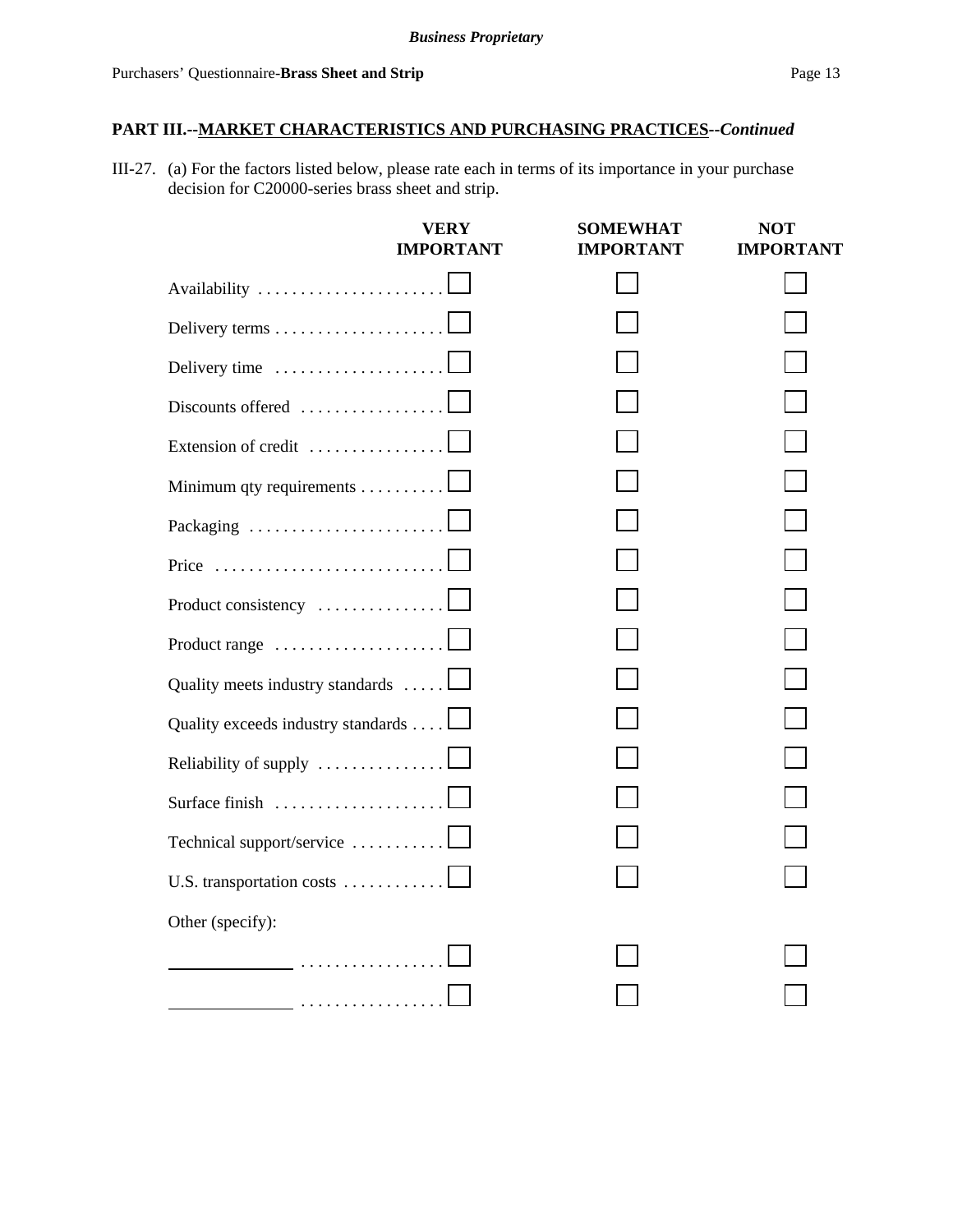## PART III.--MARKET CHARACTERISTICS AND PURCHASING PRACTICES--*Continued*

III-27. (a) For the factors listed below, please rate each in terms of its importance in your purchase decision for C20000-series brass sheet and strip.

| | VERY IMPORTANT | SOMEWHAT IMPORTANT | NOT IMPORTANT |
|---|---|---|---|
| Availability | ☐ | ☐ | ☐ |
| Delivery terms | ☐ | ☐ | ☐ |
| Delivery time | ☐ | ☐ | ☐ |
| Discounts offered | ☐ | ☐ | ☐ |
| Extension of credit | ☐ | ☐ | ☐ |
| Minimum qty requirements | ☐ | ☐ | ☐ |
| Packaging | ☐ | ☐ | ☐ |
| Price | ☐ | ☐ | ☐ |
| Product consistency | ☐ | ☐ | ☐ |
| Product range | ☐ | ☐ | ☐ |
| Quality meets industry standards | ☐ | ☐ | ☐ |
| Quality exceeds industry standards | ☐ | ☐ | ☐ |
| Reliability of supply | ☐ | ☐ | ☐ |
| Surface finish | ☐ | ☐ | ☐ |
| Technical support/service | ☐ | ☐ | ☐ |
| U.S. transportation costs | ☐ | ☐ | ☐ |
| Other (specify): | | | |
| ____________ | ☐ | ☐ | ☐ |
| ____________ | ☐ | ☐ | ☐ |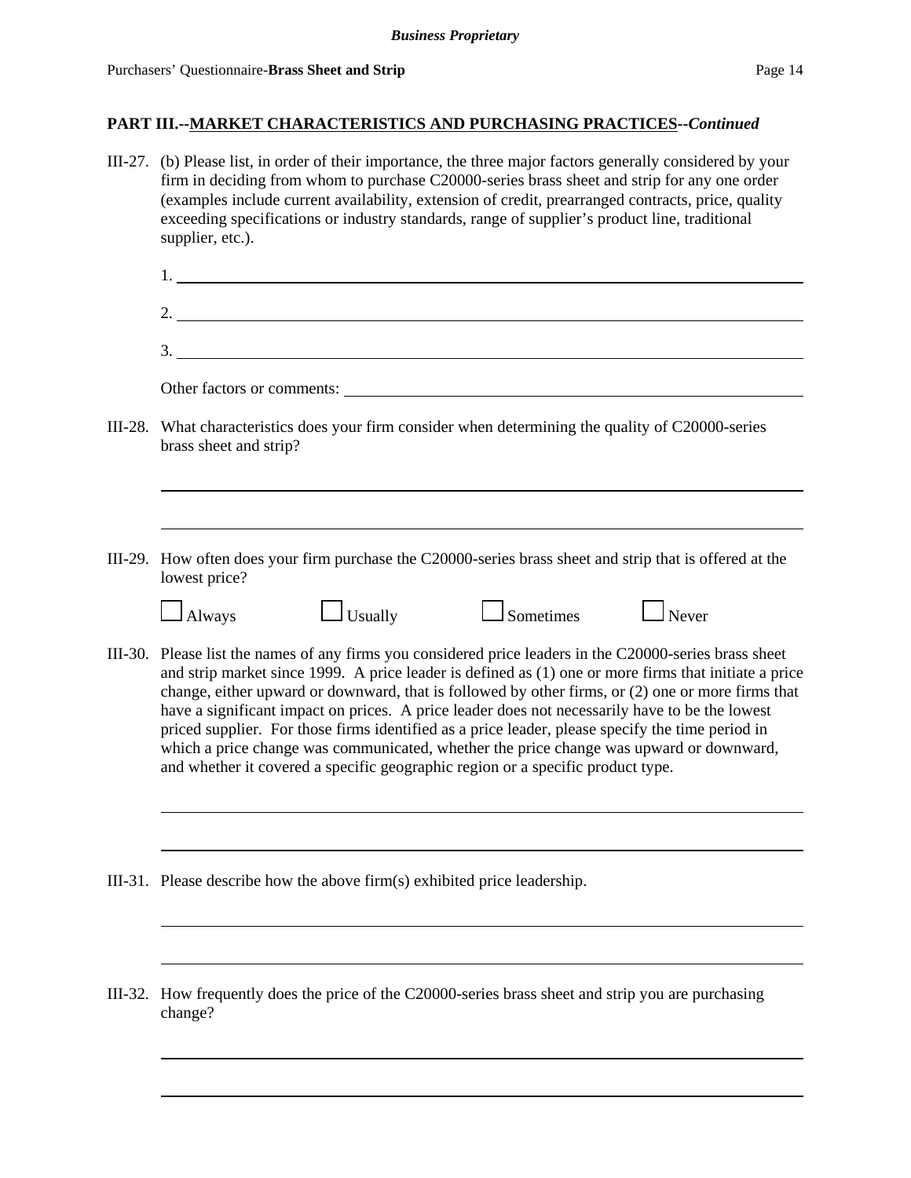## PART III.--MARKET CHARACTERISTICS AND PURCHASING PRACTICES--*Continued*

III-27. (b) Please list, in order of their importance, the three major factors generally considered by your firm in deciding from whom to purchase C20000-series brass sheet and strip for any one order (examples include current availability, extension of credit, prearranged contracts, price, quality exceeding specifications or industry standards, range of supplier's product line, traditional supplier, etc.).

1. ______________________________

2. ______________________________

3. ______________________________

Other factors or comments: ______________________________

III-28. What characteristics does your firm consider when determining the quality of C20000-series brass sheet and strip?

______________________________

______________________________

III-29. How often does your firm purchase the C20000-series brass sheet and strip that is offered at the lowest price?

☐ Always ☐ Usually ☐ Sometimes ☐ Never

III-30. Please list the names of any firms you considered price leaders in the C20000-series brass sheet and strip market since 1999. A price leader is defined as (1) one or more firms that initiate a price change, either upward or downward, that is followed by other firms, or (2) one or more firms that have a significant impact on prices. A price leader does not necessarily have to be the lowest priced supplier. For those firms identified as a price leader, please specify the time period in which a price change was communicated, whether the price change was upward or downward, and whether it covered a specific geographic region or a specific product type.

______________________________

______________________________

III-31. Please describe how the above firm(s) exhibited price leadership.

______________________________

______________________________

III-32. How frequently does the price of the C20000-series brass sheet and strip you are purchasing change?

______________________________

______________________________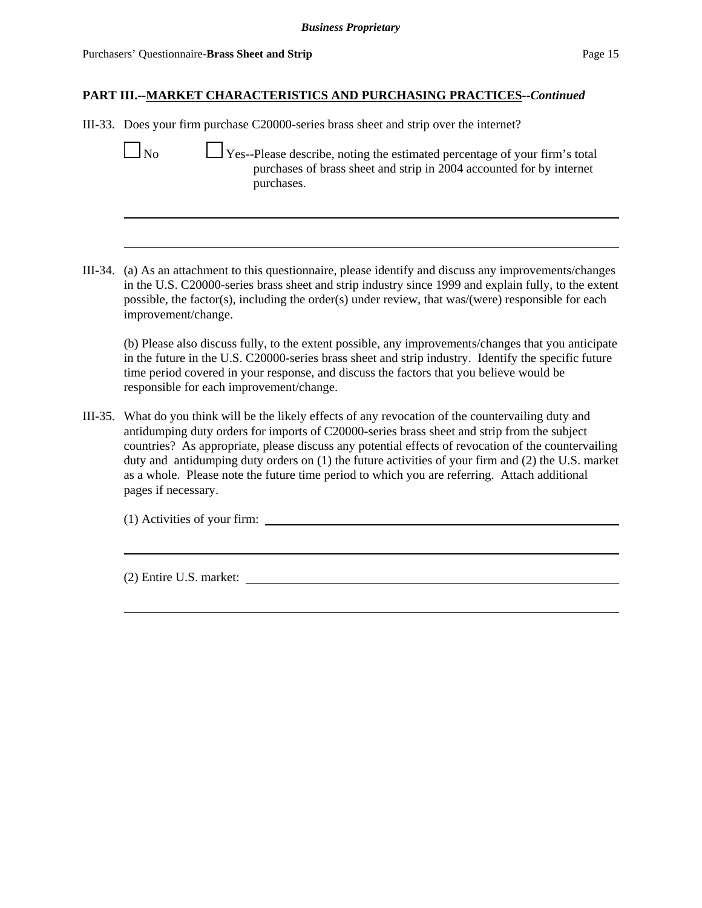## PART III.--MARKET CHARACTERISTICS AND PURCHASING PRACTICES--*Continued*

III-33. Does your firm purchase C20000-series brass sheet and strip over the internet?

☐ No ☐ Yes--Please describe, noting the estimated percentage of your firm's total purchases of brass sheet and strip in 2004 accounted for by internet purchases.

_______________________________________________________________

_______________________________________________________________

III-34. (a) As an attachment to this questionnaire, please identify and discuss any improvements/changes in the U.S. C20000-series brass sheet and strip industry since 1999 and explain fully, to the extent possible, the factor(s), including the order(s) under review, that was/(were) responsible for each improvement/change.

(b) Please also discuss fully, to the extent possible, any improvements/changes that you anticipate in the future in the U.S. C20000-series brass sheet and strip industry. Identify the specific future time period covered in your response, and discuss the factors that you believe would be responsible for each improvement/change.

III-35. What do you think will be the likely effects of any revocation of the countervailing duty and antidumping duty orders for imports of C20000-series brass sheet and strip from the subject countries? As appropriate, please discuss any potential effects of revocation of the countervailing duty and antidumping duty orders on (1) the future activities of your firm and (2) the U.S. market as a whole. Please note the future time period to which you are referring. Attach additional pages if necessary.

(1) Activities of your firm: _______________________________________________

_______________________________________________________________

(2) Entire U.S. market: _______________________________________________

_______________________________________________________________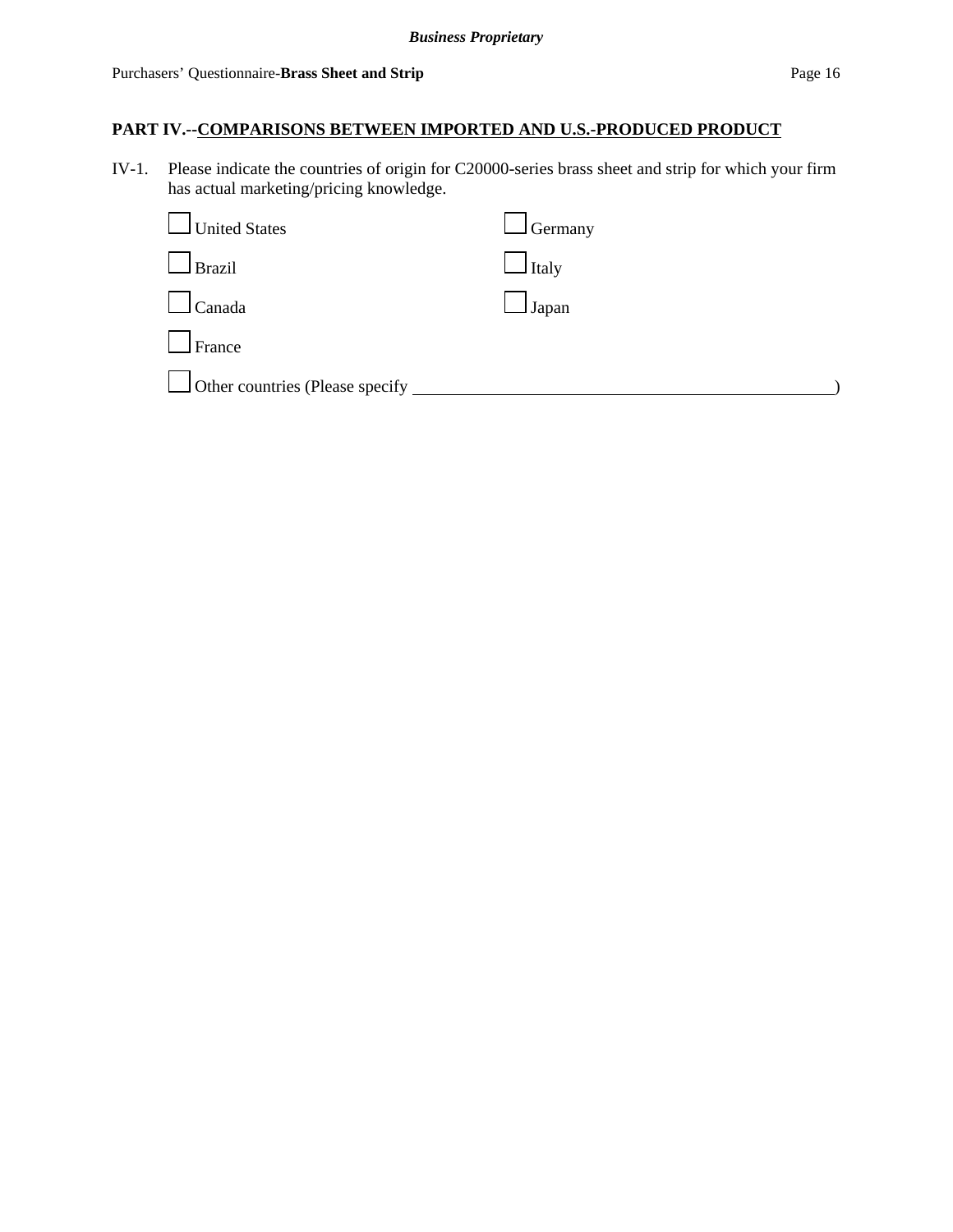## PART IV.--COMPARISONS BETWEEN IMPORTED AND U.S.-PRODUCED PRODUCT

IV-1. Please indicate the countries of origin for C20000-series brass sheet and strip for which your firm has actual marketing/pricing knowledge.

☐ United States ☐ Germany

☐ Brazil ☐ Italy

☐ Canada ☐ Japan

☐ France

☐ Other countries (Please specify ________________________________________________)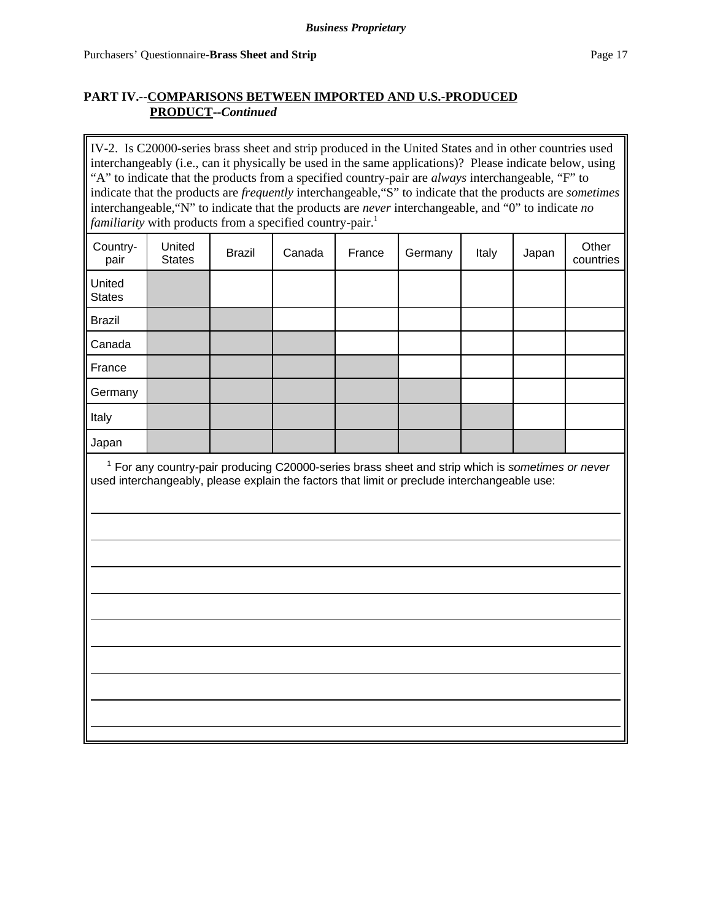**Business Proprietary**

## PART IV.--COMPARISONS BETWEEN IMPORTED AND U.S.-PRODUCED PRODUCT--*Continued*

IV-2. Is C20000-series brass sheet and strip produced in the United States and in other countries used interchangeably (i.e., can it physically be used in the same applications)? Please indicate below, using "A" to indicate that the products from a specified country-pair are *always* interchangeable, "F" to indicate that the products are *frequently* interchangeable,"S" to indicate that the products are *sometimes* interchangeable,"N" to indicate that the products are *never* interchangeable, and "0" to indicate *no familiarity* with products from a specified country-pair.[1]

| Country-pair | United States | Brazil | Canada | France | Germany | Italy | Japan | Other countries |
|---|---|---|---|---|---|---|---|---|
| United States | | | | | | | | |
| Brazil | | | | | | | | |
| Canada | | | | | | | | |
| France | | | | | | | | |
| Germany | | | | | | | | |
| Italy | | | | | | | | |
| Japan | | | | | | | | |

[1] For any country-pair producing C20000-series brass sheet and strip which is *sometimes or never* used interchangeably, please explain the factors that limit or preclude interchangeable use:

___________________________________________________________________________

___________________________________________________________________________

___________________________________________________________________________

___________________________________________________________________________

___________________________________________________________________________

___________________________________________________________________________

___________________________________________________________________________

___________________________________________________________________________

___________________________________________________________________________

___________________________________________________________________________

___________________________________________________________________________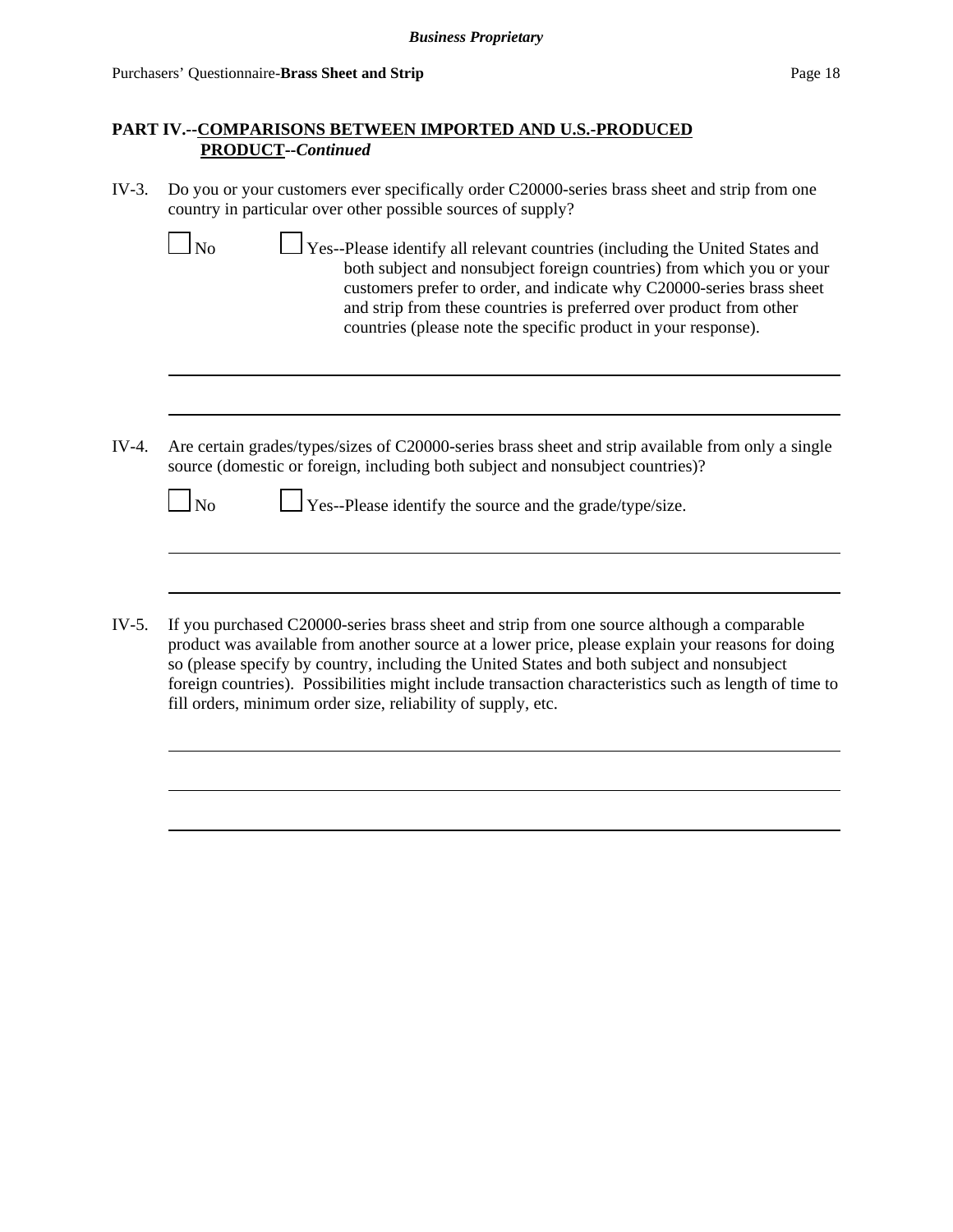## PART IV.--COMPARISONS BETWEEN IMPORTED AND U.S.-PRODUCED PRODUCT--*Continued*

IV-3. Do you or your customers ever specifically order C20000-series brass sheet and strip from one country in particular over other possible sources of supply?

☐ No ☐ Yes--Please identify all relevant countries (including the United States and both subject and nonsubject foreign countries) from which you or your customers prefer to order, and indicate why C20000-series brass sheet and strip from these countries is preferred over product from other countries (please note the specific product in your response).

IV-4. Are certain grades/types/sizes of C20000-series brass sheet and strip available from only a single source (domestic or foreign, including both subject and nonsubject countries)?

☐ No ☐ Yes--Please identify the source and the grade/type/size.

IV-5. If you purchased C20000-series brass sheet and strip from one source although a comparable product was available from another source at a lower price, please explain your reasons for doing so (please specify by country, including the United States and both subject and nonsubject foreign countries). Possibilities might include transaction characteristics such as length of time to fill orders, minimum order size, reliability of supply, etc.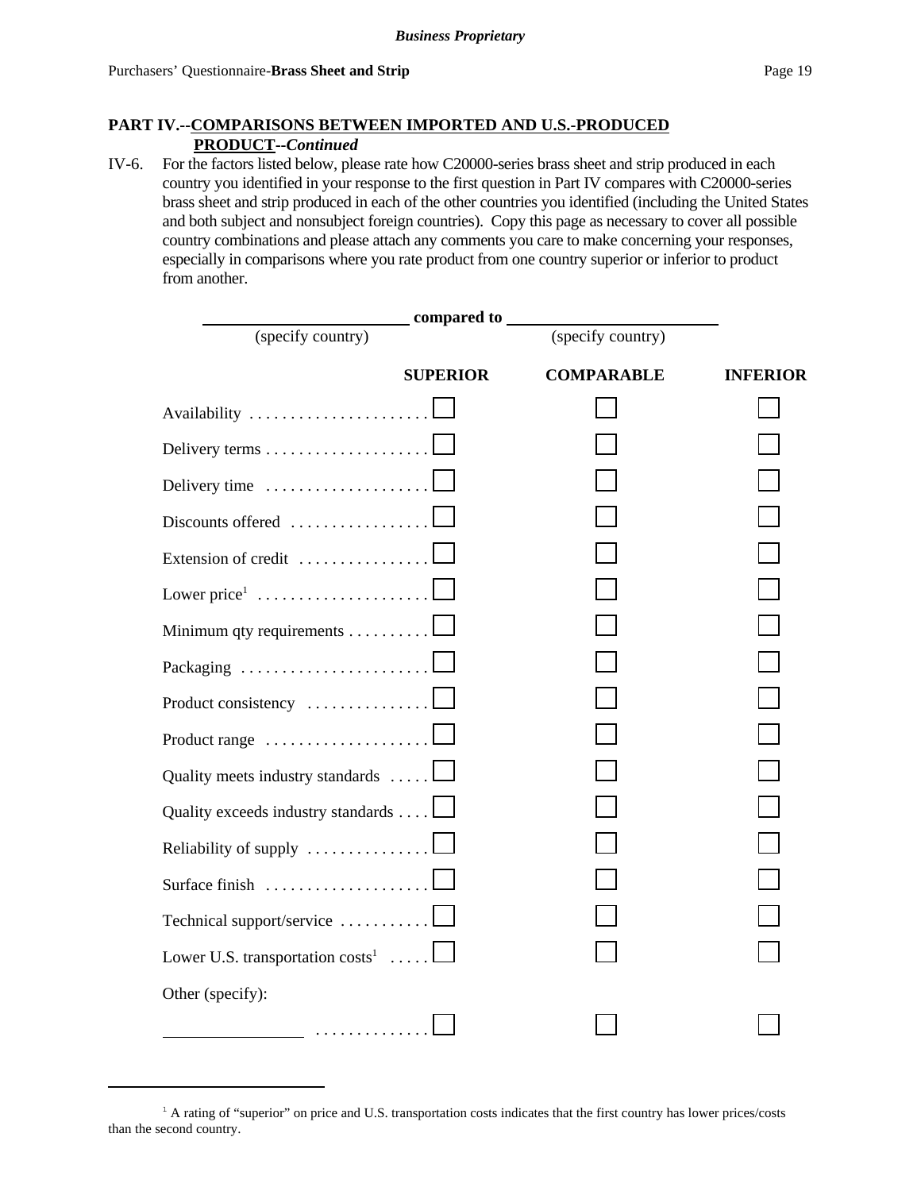## PART IV.--COMPARISONS BETWEEN IMPORTED AND U.S.-PRODUCED PRODUCT--*Continued*

IV-6. For the factors listed below, please rate how C20000-series brass sheet and strip produced in each country you identified in your response to the first question in Part IV compares with C20000-series brass sheet and strip produced in each of the other countries you identified (including the United States and both subject and nonsubject foreign countries). Copy this page as necessary to cover all possible country combinations and please attach any comments you care to make concerning your responses, especially in comparisons where you rate product from one country superior or inferior to product from another.

______________________ compared to ______________________
(specify country) (specify country)

| | SUPERIOR | COMPARABLE | INFERIOR |
|---|---|---|---|
| Availability | ☐ | ☐ | ☐ |
| Delivery terms | ☐ | ☐ | ☐ |
| Delivery time | ☐ | ☐ | ☐ |
| Discounts offered | ☐ | ☐ | ☐ |
| Extension of credit | ☐ | ☐ | ☐ |
| Lower price[1] | ☐ | ☐ | ☐ |
| Minimum qty requirements | ☐ | ☐ | ☐ |
| Packaging | ☐ | ☐ | ☐ |
| Product consistency | ☐ | ☐ | ☐ |
| Product range | ☐ | ☐ | ☐ |
| Quality meets industry standards | ☐ | ☐ | ☐ |
| Quality exceeds industry standards | ☐ | ☐ | ☐ |
| Reliability of supply | ☐ | ☐ | ☐ |
| Surface finish | ☐ | ☐ | ☐ |
| Technical support/service | ☐ | ☐ | ☐ |
| Lower U.S. transportation costs[1] | ☐ | ☐ | ☐ |
| Other (specify): | | | |
| ______________ | ☐ | ☐ | ☐ |

[1] A rating of "superior" on price and U.S. transportation costs indicates that the first country has lower prices/costs than the second country.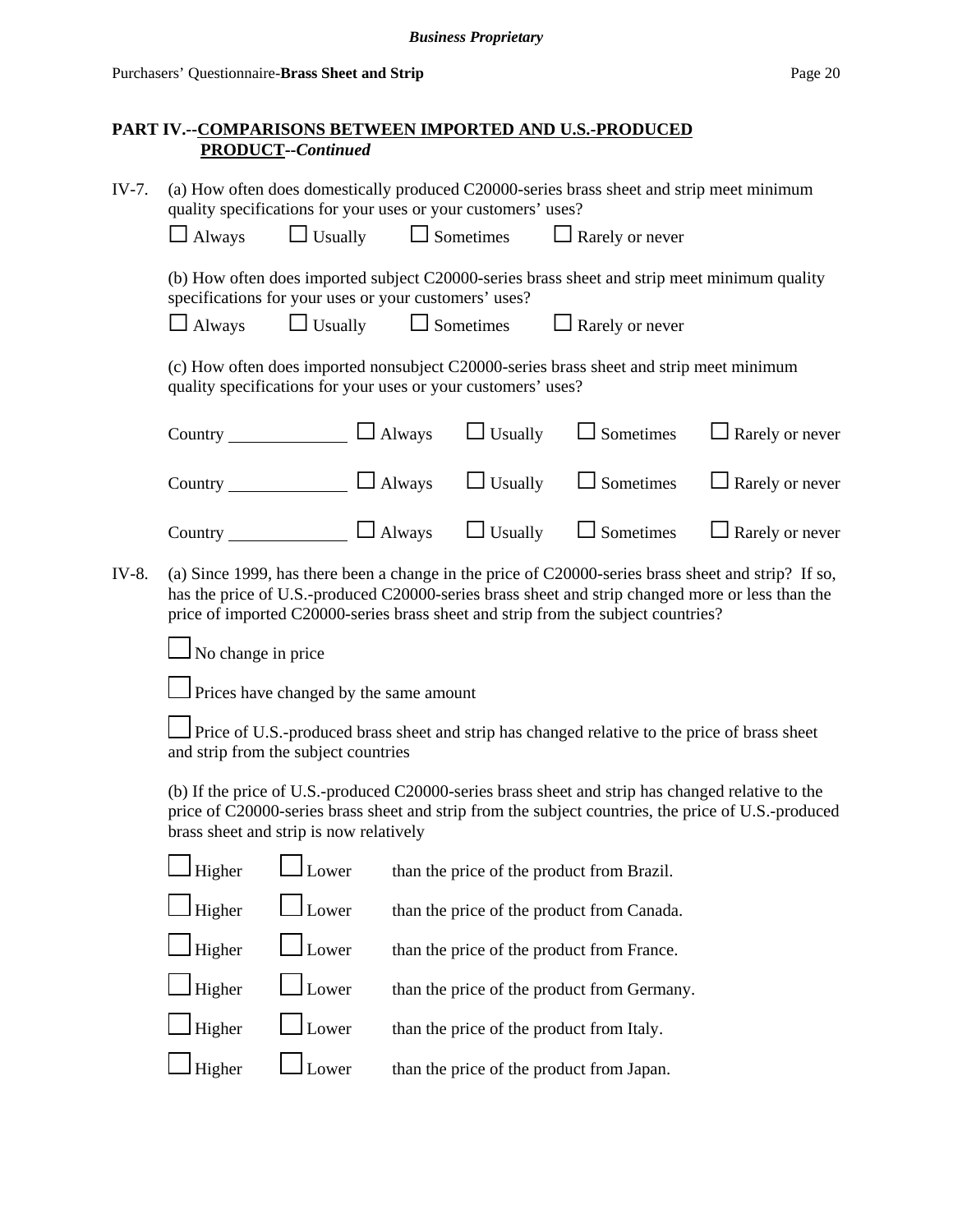## PART IV.--COMPARISONS BETWEEN IMPORTED AND U.S.-PRODUCED PRODUCT--*Continued*

IV-7. (a) How often does domestically produced C20000-series brass sheet and strip meet minimum quality specifications for your uses or your customers' uses?

☐ Always ☐ Usually ☐ Sometimes ☐ Rarely or never

(b) How often does imported subject C20000-series brass sheet and strip meet minimum quality specifications for your uses or your customers' uses?

☐ Always ☐ Usually ☐ Sometimes ☐ Rarely or never

(c) How often does imported nonsubject C20000-series brass sheet and strip meet minimum quality specifications for your uses or your customers' uses?

Country ______________ ☐ Always ☐ Usually ☐ Sometimes ☐ Rarely or never

Country ______________ ☐ Always ☐ Usually ☐ Sometimes ☐ Rarely or never

Country ______________ ☐ Always ☐ Usually ☐ Sometimes ☐ Rarely or never

IV-8. (a) Since 1999, has there been a change in the price of C20000-series brass sheet and strip? If so, has the price of U.S.-produced C20000-series brass sheet and strip changed more or less than the price of imported C20000-series brass sheet and strip from the subject countries?

☐ No change in price

☐ Prices have changed by the same amount

☐ Price of U.S.-produced brass sheet and strip has changed relative to the price of brass sheet and strip from the subject countries

(b) If the price of U.S.-produced C20000-series brass sheet and strip has changed relative to the price of C20000-series brass sheet and strip from the subject countries, the price of U.S.-produced brass sheet and strip is now relatively

☐ Higher ☐ Lower than the price of the product from Brazil.

☐ Higher ☐ Lower than the price of the product from Canada.

☐ Higher ☐ Lower than the price of the product from France.

☐ Higher ☐ Lower than the price of the product from Germany.

☐ Higher ☐ Lower than the price of the product from Italy.

☐ Higher ☐ Lower than the price of the product from Japan.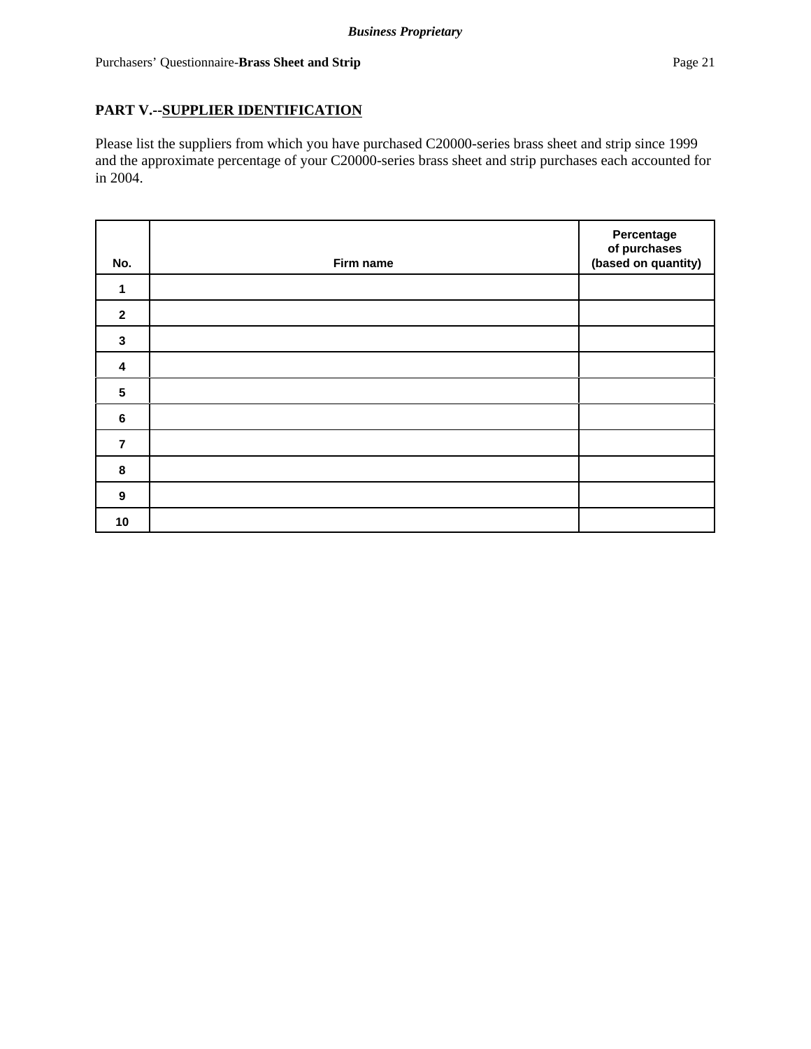## PART V.--SUPPLIER IDENTIFICATION

Please list the suppliers from which you have purchased C20000-series brass sheet and strip since 1999 and the approximate percentage of your C20000-series brass sheet and strip purchases each accounted for in 2004.

| No. | Firm name | Percentage of purchases (based on quantity) |
|---|---|---|
| 1 | | |
| 2 | | |
| 3 | | |
| 4 | | |
| 5 | | |
| 6 | | |
| 7 | | |
| 8 | | |
| 9 | | |
| 10 | | |